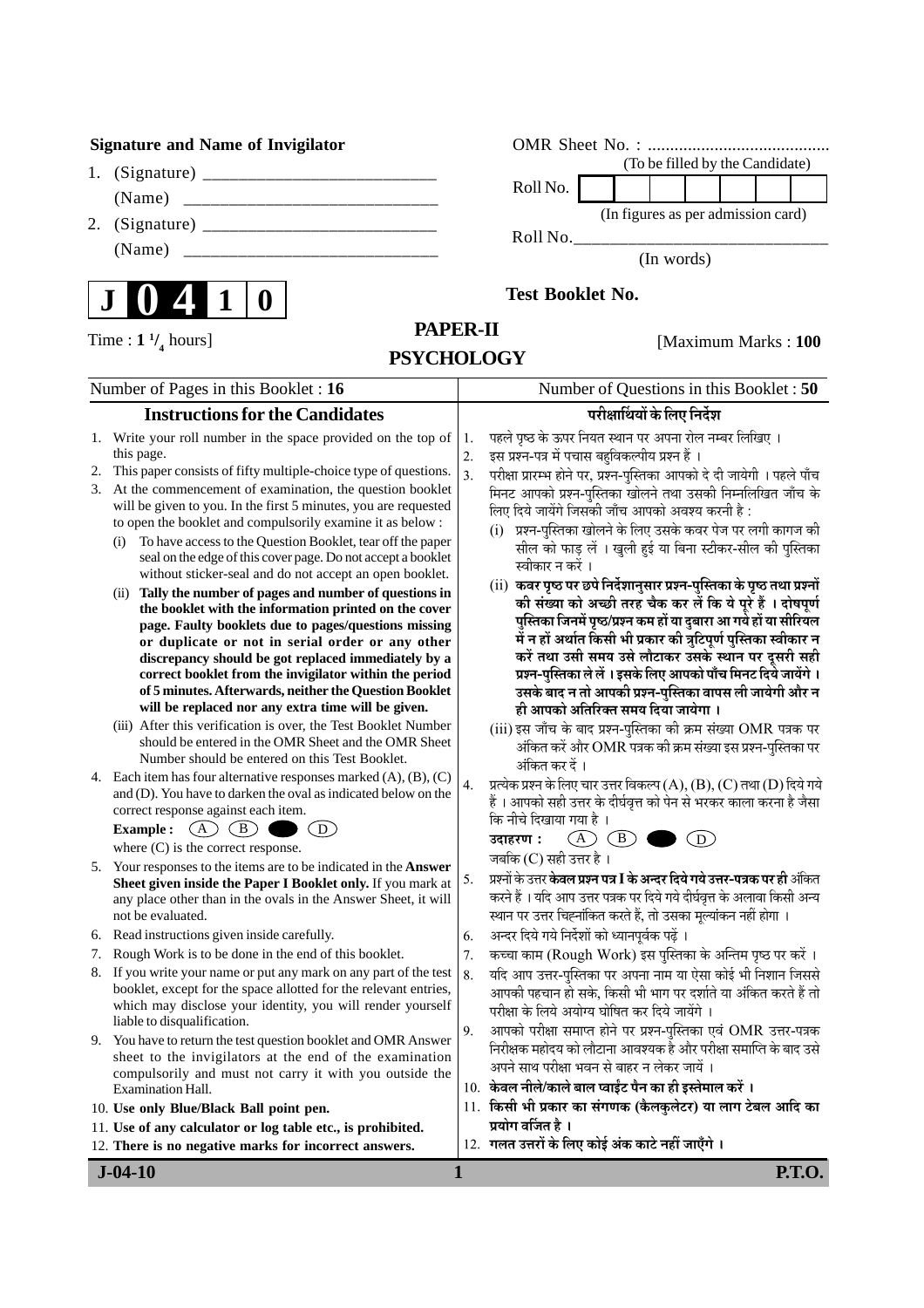**Signature and Name of Invigilator**

1. (Signature) __________________________

   (Name) ____________________________

2. (Signature) __________________________

   (Name) ____________________________

OMR Sheet No. : ........................................

(To be filled by the Candidate)

Roll No. | | | | | | | | |

(In figures as per admission card)

Roll No.______________________________

(In words)

**J 0 4 1 0**

**Test Booklet No.**

Time : **1 $^1/_4$** hours]

# PAPER-II
# PSYCHOLOGY

[Maximum Marks : **100**

Number of Pages in this Booklet : **16**

Number of Questions in this Booklet : **50**

## Instructions for the Candidates

1. Write your roll number in the space provided on the top of this page.
2. This paper consists of fifty multiple-choice type of questions.
3. At the commencement of examination, the question booklet will be given to you. In the first 5 minutes, you are requested to open the booklet and compulsorily examine it as below :
   (i) To have access to the Question Booklet, tear off the paper seal on the edge of this cover page. Do not accept a booklet without sticker-seal and do not accept an open booklet.
   (ii) **Tally the number of pages and number of questions in the booklet with the information printed on the cover page. Faulty booklets due to pages/questions missing or duplicate or not in serial order or any other discrepancy should be got replaced immediately by a correct booklet from the invigilator within the period of 5 minutes. Afterwards, neither the Question Booklet will be replaced nor any extra time will be given.**
   (iii) After this verification is over, the Test Booklet Number should be entered in the OMR Sheet and the OMR Sheet Number should be entered on this Test Booklet.
4. Each item has four alternative responses marked (A), (B), (C) and (D). You have to darken the oval as indicated below on the correct response against each item.
   **Example :** (A) (B) ● (D)
   where (C) is the correct response.
5. Your responses to the items are to be indicated in the **Answer Sheet given inside the Paper I Booklet only.** If you mark at any place other than in the ovals in the Answer Sheet, it will not be evaluated.
6. Read instructions given inside carefully.
7. Rough Work is to be done in the end of this booklet.
8. If you write your name or put any mark on any part of the test booklet, except for the space allotted for the relevant entries, which may disclose your identity, you will render yourself liable to disqualification.
9. You have to return the test question booklet and OMR Answer sheet to the invigilators at the end of the examination compulsorily and must not carry it with you outside the Examination Hall.
10. **Use only Blue/Black Ball point pen.**
11. **Use of any calculator or log table etc., is prohibited.**
12. **There is no negative marks for incorrect answers.**

## परीक्षार्थियों के लिए निर्देश

1. पहले पृष्ठ के ऊपर नियत स्थान पर अपना रोल नम्बर लिखिए ।
2. इस प्रश्न-पत्र में पचास बहुविकल्पीय प्रश्न हैं ।
3. परीक्षा प्रारम्भ होने पर, प्रश्न-पुस्तिका आपको दे दी जायेगी । पहले पाँच मिनट आपको प्रश्न-पुस्तिका खोलने तथा उसकी निम्नलिखित जाँच के लिए दिये जायेंगे जिसकी जाँच आपको अवश्य करनी है :
   (i) प्रश्न-पुस्तिका खोलने के लिए उसके कवर पेज पर लगी कागज की सील को फाड़ लें । खुली हुई या बिना स्टीकर-सील की पुस्तिका स्वीकार न करें ।
   (ii) **कवर पृष्ठ पर छपे निर्देशानुसार प्रश्न-पुस्तिका के पृष्ठ तथा प्रश्नों की संख्या को अच्छी तरह चैक कर लें कि ये पूरे हैं । दोषपूर्ण पुस्तिका जिनमें पृष्ठ/प्रश्न कम हों या दुबारा आ गये हों या सीरियल में न हों अर्थात किसी भी प्रकार की त्रुटिपूर्ण पुस्तिका स्वीकार न करें तथा उसी समय उसे लौटाकर उसके स्थान पर दूसरी सही प्रश्न-पुस्तिका ले लें । इसके लिए आपको पाँच मिनट दिये जायेंगे । उसके बाद न तो आपकी प्रश्न-पुस्तिका वापस ली जायेगी और न ही आपको अतिरिक्त समय दिया जायेगा ।**
   (iii) इस जाँच के बाद प्रश्न-पुस्तिका की क्रम संख्या OMR पत्रक पर अंकित करें और OMR पत्रक की क्रम संख्या इस प्रश्न-पुस्तिका पर अंकित कर दें ।
4. प्रत्येक प्रश्न के लिए चार उत्तर विकल्प (A), (B), (C) तथा (D) दिये गये हैं । आपको सही उत्तर के दीर्घवृत्त को पेन से भरकर काला करना है जैसा कि नीचे दिखाया गया है ।
   **उदाहरण :** (A) (B) ● (D)
   जबकि (C) सही उत्तर है ।
5. प्रश्नों के उत्तर **केवल प्रश्न पत्र I के अन्दर दिये गये उत्तर-पत्रक पर ही** अंकित करने हैं । यदि आप उत्तर पत्रक पर दिये गये दीर्घवृत्त के अलावा किसी अन्य स्थान पर उत्तर चिह्नांकित करते हैं, तो उसका मूल्यांकन नहीं होगा ।
6. अन्दर दिये गये निर्देशों को ध्यानपूर्वक पढ़ें ।
7. कच्चा काम (Rough Work) इस पुस्तिका के अन्तिम पृष्ठ पर करें ।
8. यदि आप उत्तर-पुस्तिका पर अपना नाम या ऐसा कोई भी निशान जिससे आपकी पहचान हो सके, किसी भी भाग पर दर्शाते या अंकित करते हैं तो परीक्षा के लिये अयोग्य घोषित कर दिये जायेंगे ।
9. आपको परीक्षा समाप्त होने पर प्रश्न-पुस्तिका एवं OMR उत्तर-पत्रक निरीक्षक महोदय को लौटाना आवश्यक है और परीक्षा समाप्ति के बाद उसे अपने साथ परीक्षा भवन से बाहर न लेकर जायें ।
10. **केवल नीले/काले बाल प्वाईंट पैन का ही इस्तेमाल करें ।**
11. **किसी भी प्रकार का संगणक (कैलकुलेटर) या लाग टेबल आदि का प्रयोग वर्जित है ।**
12. **गलत उत्तरों के लिए कोई अंक काटे नहीं जाएँगे ।**

**J-04-10** **P.T.O.**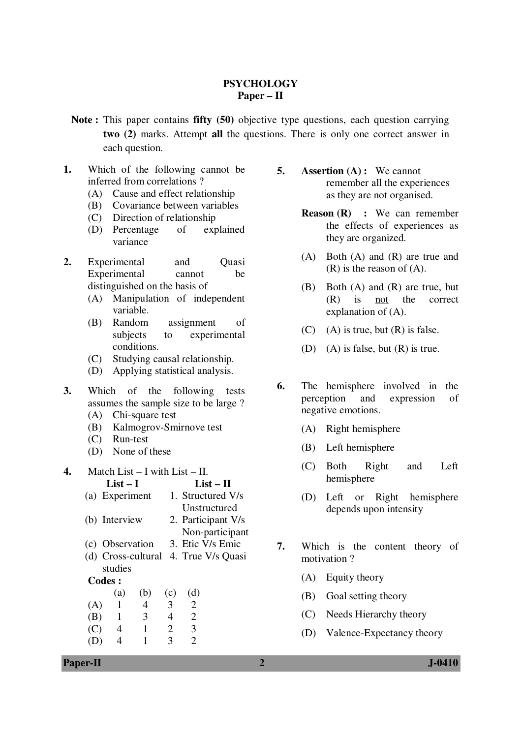# PSYCHOLOGY
## Paper – II

**Note :** This paper contains **fifty (50)** objective type questions, each question carrying **two (2)** marks. Attempt **all** the questions. There is only one correct answer in each question.

**1.** Which of the following cannot be inferred from correlations ?
- (A) Cause and effect relationship
- (B) Covariance between variables
- (C) Direction of relationship
- (D) Percentage of explained variance

**2.** Experimental and Quasi Experimental cannot be distinguished on the basis of
- (A) Manipulation of independent variable.
- (B) Random assignment of subjects to experimental conditions.
- (C) Studying causal relationship.
- (D) Applying statistical analysis.

**3.** Which of the following tests assumes the sample size to be large ?
- (A) Chi-square test
- (B) Kalmogrov-Smirnove test
- (C) Run-test
- (D) None of these

**4.** Match List – I with List – II.

| List – I | List – II |
|---|---|
| (a) Experiment | 1. Structured V/s Unstructured |
| (b) Interview | 2. Participant V/s Non-participant |
| (c) Observation | 3. Etic V/s Emic |
| (d) Cross-cultural studies | 4. True V/s Quasi |

**Codes :**

| | (a) | (b) | (c) | (d) |
|---|---|---|---|---|
| (A) | 1 | 4 | 3 | 2 |
| (B) | 1 | 3 | 4 | 2 |
| (C) | 4 | 1 | 2 | 3 |
| (D) | 4 | 1 | 3 | 2 |

**5.** **Assertion (A) :** We cannot remember all the experiences as they are not organised.

**Reason (R) :** We can remember the effects of experiences as they are organized.

- (A) Both (A) and (R) are true and (R) is the reason of (A).
- (B) Both (A) and (R) are true, but (R) is not the correct explanation of (A).
- (C) (A) is true, but (R) is false.
- (D) (A) is false, but (R) is true.

**6.** The hemisphere involved in the perception and expression of negative emotions.
- (A) Right hemisphere
- (B) Left hemisphere
- (C) Both Right and Left hemisphere
- (D) Left or Right hemisphere depends upon intensity

**7.** Which is the content theory of motivation ?
- (A) Equity theory
- (B) Goal setting theory
- (C) Needs Hierarchy theory
- (D) Valence-Expectancy theory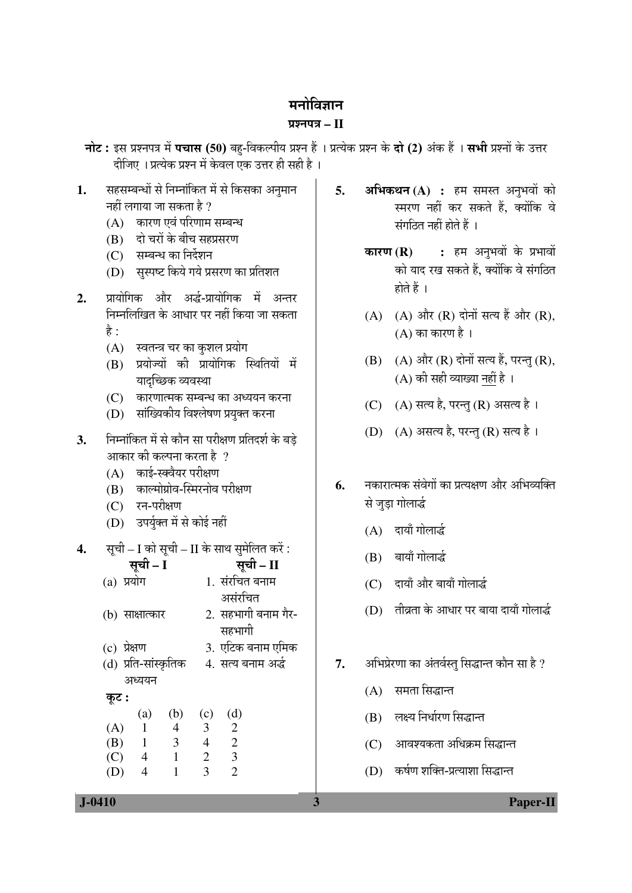# मनोविज्ञान

## प्रश्नपत्र – II

**नोट :** इस प्रश्नपत्र में **पचास (50)** बहु-विकल्पीय प्रश्न हैं । प्रत्येक प्रश्न के **दो (2)** अंक हैं । **सभी** प्रश्नों के उत्तर दीजिए । प्रत्येक प्रश्न में केवल एक उत्तर ही सही है ।

1. सहसम्बन्धों से निम्नांकित में से किसका अनुमान नहीं लगाया जा सकता है ?
   (A) कारण एवं परिणाम सम्बन्ध
   (B) दो चरों के बीच सहप्रसरण
   (C) सम्बन्ध का निर्देशन
   (D) सुस्पष्ट किये गये प्रसरण का प्रतिशत

2. प्रायोगिक और अर्द्ध-प्रायोगिक में अन्तर निम्नलिखित के आधार पर नहीं किया जा सकता है :
   (A) स्वतन्त्र चर का कुशल प्रयोग
   (B) प्रयोज्यों की प्रायोगिक स्थितियों में यादृच्छिक व्यवस्था
   (C) कारणात्मक सम्बन्ध का अध्ययन करना
   (D) सांख्यिकीय विश्लेषण प्रयुक्त करना

3. निम्नांकित में से कौन सा परीक्षण प्रतिदर्श के बड़े आकार की कल्पना करता है ?
   (A) काई-स्क्वैयर परीक्षण
   (B) काल्मोग्रोव-स्मिरनोव परीक्षण
   (C) रन-परीक्षण
   (D) उपर्युक्त में से कोई नहीं

4. सूची – I को सूची – II के साथ सुमेलित करें :

| सूची – I | सूची – II |
|---|---|
| (a) प्रयोग | 1. संरचित बनाम असंरचित |
| (b) साक्षात्कार | 2. सहभागी बनाम गैर-सहभागी |
| (c) प्रेक्षण | 3. एटिक बनाम एमिक |
| (d) प्रति-सांस्कृतिक अध्ययन | 4. सत्य बनाम अर्द्ध |

**कूट :**

| | (a) | (b) | (c) | (d) |
|---|---|---|---|---|
| (A) | 1 | 4 | 3 | 2 |
| (B) | 1 | 3 | 4 | 2 |
| (C) | 4 | 1 | 2 | 3 |
| (D) | 4 | 1 | 3 | 2 |

5. **अभिकथन (A) :** हम समस्त अनुभवों को स्मरण नहीं कर सकते हैं, क्योंकि वे संगठित नहीं होते हैं ।

   **कारण (R) :** हम अनुभवों के प्रभावों को याद रख सकते हैं, क्योंकि वे संगठित होते हैं ।

   (A) (A) और (R) दोनों सत्य हैं और (R), (A) का कारण है ।
   (B) (A) और (R) दोनों सत्य हैं, परन्तु (R), (A) की सही व्याख्या नहीं है ।
   (C) (A) सत्य है, परन्तु (R) असत्य है ।
   (D) (A) असत्य है, परन्तु (R) सत्य है ।

6. नकारात्मक संवेगों का प्रत्यक्षण और अभिव्यक्ति से जुड़ा गोलार्द्ध
   (A) दायाँ गोलार्द्ध
   (B) बायाँ गोलार्द्ध
   (C) दायाँ और बायाँ गोलार्द्ध
   (D) तीव्रता के आधार पर बाया दायाँ गोलार्द्ध

7. अभिप्रेरणा का अंतर्वस्तु सिद्धान्त कौन सा है ?
   (A) समता सिद्धान्त
   (B) लक्ष्य निर्धारण सिद्धान्त
   (C) आवश्यकता अधिक्रम सिद्धान्त
   (D) कर्षण शक्ति-प्रत्याशा सिद्धान्त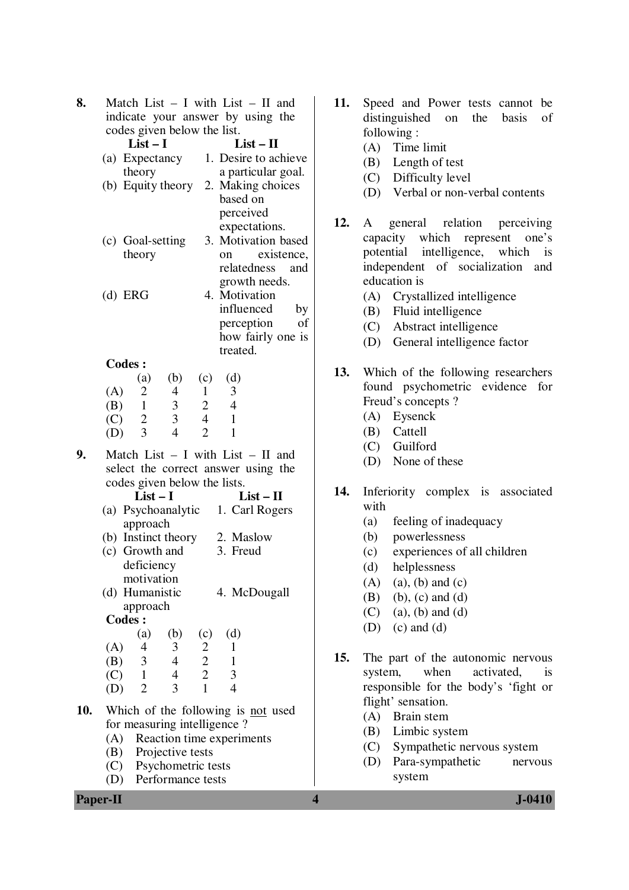8. Match List – I with List – II and indicate your answer by using the codes given below the list.

| List – I | List – II |
|---|---|
| (a) Expectancy theory | 1. Desire to achieve a particular goal. |
| (b) Equity theory | 2. Making choices based on perceived expectations. |
| (c) Goal-setting theory | 3. Motivation based on existence, relatedness and growth needs. |
| (d) ERG | 4. Motivation influenced by perception of how fairly one is treated. |

**Codes :**

| | (a) | (b) | (c) | (d) |
|---|---|---|---|---|
| (A) | 2 | 4 | 1 | 3 |
| (B) | 1 | 3 | 2 | 4 |
| (C) | 2 | 3 | 4 | 1 |
| (D) | 3 | 4 | 2 | 1 |

9. Match List – I with List – II and select the correct answer using the codes given below the lists.

| List – I | List – II |
|---|---|
| (a) Psychoanalytic approach | 1. Carl Rogers |
| (b) Instinct theory | 2. Maslow |
| (c) Growth and deficiency motivation | 3. Freud |
| (d) Humanistic approach | 4. McDougall |

**Codes :**

| | (a) | (b) | (c) | (d) |
|---|---|---|---|---|
| (A) | 4 | 3 | 2 | 1 |
| (B) | 3 | 4 | 2 | 1 |
| (C) | 1 | 4 | 2 | 3 |
| (D) | 2 | 3 | 1 | 4 |

10. Which of the following is <u>not</u> used for measuring intelligence ?
    - (A) Reaction time experiments
    - (B) Projective tests
    - (C) Psychometric tests
    - (D) Performance tests

11. Speed and Power tests cannot be distinguished on the basis of following :
    - (A) Time limit
    - (B) Length of test
    - (C) Difficulty level
    - (D) Verbal or non-verbal contents

12. A general relation perceiving capacity which represent one's potential intelligence, which is independent of socialization and education is
    - (A) Crystallized intelligence
    - (B) Fluid intelligence
    - (C) Abstract intelligence
    - (D) General intelligence factor

13. Which of the following researchers found psychometric evidence for Freud's concepts ?
    - (A) Eysenck
    - (B) Cattell
    - (C) Guilford
    - (D) None of these

14. Inferiority complex is associated with
    - (a) feeling of inadequacy
    - (b) powerlessness
    - (c) experiences of all children
    - (d) helplessness
    - (A) (a), (b) and (c)
    - (B) (b), (c) and (d)
    - (C) (a), (b) and (d)
    - (D) (c) and (d)

15. The part of the autonomic nervous system, when activated, is responsible for the body's 'fight or flight' sensation.
    - (A) Brain stem
    - (B) Limbic system
    - (C) Sympathetic nervous system
    - (D) Para-sympathetic nervous system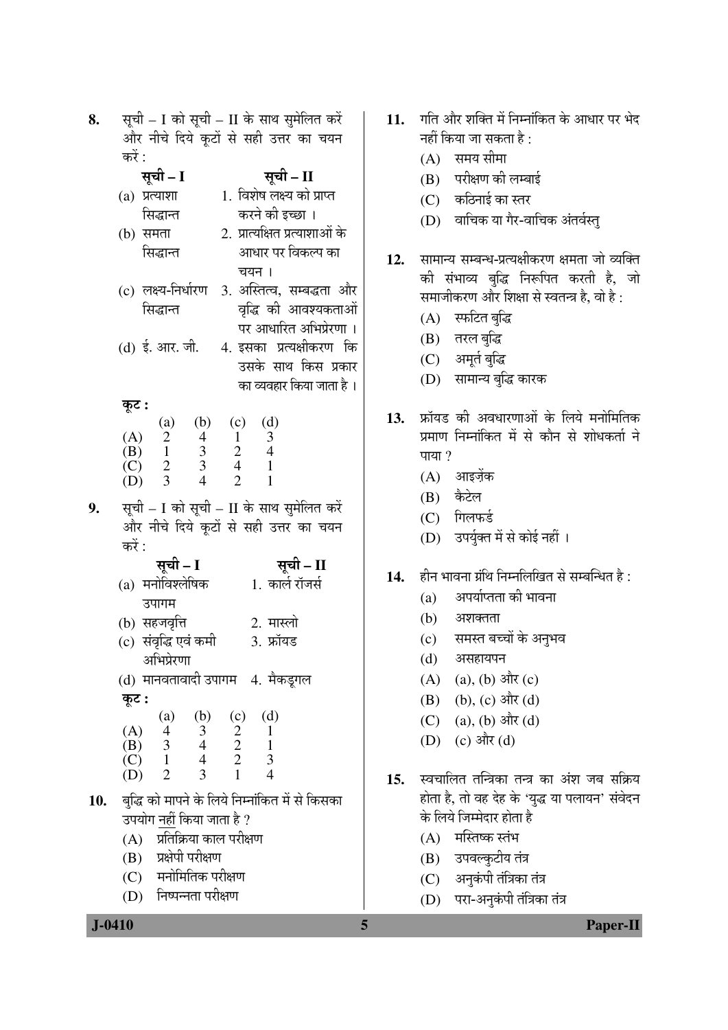8. सूची – I को सूची – II के साथ सुमेलित करें और नीचे दिये कूटों से सही उत्तर का चयन करें :

| सूची – I | सूची – II |
|---|---|
| (a) प्रत्याशा सिद्धान्त | 1. विशेष लक्ष्य को प्राप्त करने की इच्छा । |
| (b) समता सिद्धान्त | 2. प्रात्यक्षित प्रत्याशाओं के आधार पर विकल्प का चयन । |
| (c) लक्ष्य-निर्धारण सिद्धान्त | 3. अस्तित्व, सम्बद्धता और वृद्धि की आवश्यकताओं पर आधारित अभिप्रेरणा । |
| (d) ई. आर. जी. | 4. इसका प्रत्यक्षीकरण कि उसके साथ किस प्रकार का व्यवहार किया जाता है । |

**कूट :**

| | (a) | (b) | (c) | (d) |
|---|---|---|---|---|
| (A) | 2 | 4 | 1 | 3 |
| (B) | 1 | 3 | 2 | 4 |
| (C) | 2 | 3 | 4 | 1 |
| (D) | 3 | 4 | 2 | 1 |

9. सूची – I को सूची – II के साथ सुमेलित करें और नीचे दिये कूटों से सही उत्तर का चयन करें :

| सूची – I | सूची – II |
|---|---|
| (a) मनोविश्लेषिक उपागम | 1. कार्ल रॉजर्स |
| (b) सहजवृत्ति | 2. मास्लो |
| (c) संवृद्धि एवं कमी अभिप्रेरणा | 3. फ्रॉयड |
| (d) मानवतावादी उपागम | 4. मैकडूगल |

**कूट :**

| | (a) | (b) | (c) | (d) |
|---|---|---|---|---|
| (A) | 4 | 3 | 2 | 1 |
| (B) | 3 | 4 | 2 | 1 |
| (C) | 1 | 4 | 2 | 3 |
| (D) | 2 | 3 | 1 | 4 |

10. बुद्धि को मापने के लिये निम्नांकित में से किसका उपयोग नहीं किया जाता है ?
   (A) प्रतिक्रिया काल परीक्षण
   (B) प्रक्षेपी परीक्षण
   (C) मनोमितिक परीक्षण
   (D) निष्पन्नता परीक्षण

11. गति और शक्ति में निम्नांकित के आधार पर भेद नहीं किया जा सकता है :
   (A) समय सीमा
   (B) परीक्षण की लम्बाई
   (C) कठिनाई का स्तर
   (D) वाचिक या गैर-वाचिक अंतर्वस्तु

12. सामान्य सम्बन्ध-प्रत्यक्षीकरण क्षमता जो व्यक्ति की संभाव्य बुद्धि निरूपित करती है, जो समाजीकरण और शिक्षा से स्वतन्त्र है, वो है :
   (A) स्फटित बुद्धि
   (B) तरल बुद्धि
   (C) अमूर्त बुद्धि
   (D) सामान्य बुद्धि कारक

13. फ्रॉयड की अवधारणाओं के लिये मनोमितिक प्रमाण निम्नांकित में से कौन से शोधकर्ता ने पाया ?
   (A) आइज़ेंक
   (B) कैटेल
   (C) गिलफर्ड
   (D) उपर्युक्त में से कोई नहीं ।

14. हीन भावना ग्रंथि निम्नलिखित से सम्बन्धित है :
   (a) अपर्याप्तता की भावना
   (b) अशक्तता
   (c) समस्त बच्चों के अनुभव
   (d) असहायपन
   (A) (a), (b) और (c)
   (B) (b), (c) और (d)
   (C) (a), (b) और (d)
   (D) (c) और (d)

15. स्वचालित तन्त्रिका तन्त्र का अंश जब सक्रिय होता है, तो वह देह के 'युद्ध या पलायन' संवेदन के लिये जिम्मेदार होता है
   (A) मस्तिष्क स्तंभ
   (B) उपवल्कुटीय तंत्र
   (C) अनुकंपी तंत्रिका तंत्र
   (D) परा-अनुकंपी तंत्रिका तंत्र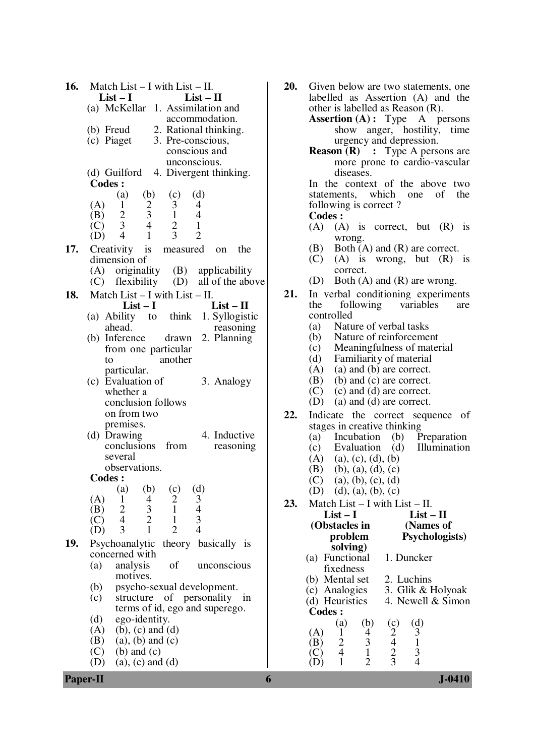**16.** Match List – I with List – II.

| List – I | List – II |
|---|---|
| (a) McKellar | 1. Assimilation and accommodation. |
| (b) Freud | 2. Rational thinking. |
| (c) Piaget | 3. Pre-conscious, conscious and unconscious. |
| (d) Guilford | 4. Divergent thinking. |

**Codes :**

| | (a) | (b) | (c) | (d) |
|---|---|---|---|---|
| (A) | 1 | 2 | 3 | 4 |
| (B) | 2 | 3 | 1 | 4 |
| (C) | 3 | 4 | 2 | 1 |
| (D) | 4 | 1 | 3 | 2 |

**17.** Creativity is measured on the dimension of

(A) originality (B) applicability
(C) flexibility (D) all of the above

**18.** Match List – I with List – II.

| List – I | List – II |
|---|---|
| (a) Ability to think ahead. | 1. Syllogistic reasoning |
| (b) Inference drawn from one particular to another particular. | 2. Planning |
| (c) Evaluation of whether a conclusion follows on from two premises. | 3. Analogy |
| (d) Drawing conclusions from several observations. | 4. Inductive reasoning |

**Codes :**

| | (a) | (b) | (c) | (d) |
|---|---|---|---|---|
| (A) | 1 | 4 | 2 | 3 |
| (B) | 2 | 3 | 1 | 4 |
| (C) | 4 | 2 | 1 | 3 |
| (D) | 3 | 1 | 2 | 4 |

**19.** Psychoanalytic theory basically is concerned with

(a) analysis of unconscious motives.
(b) psycho-sexual development.
(c) structure of personality in terms of id, ego and superego.
(d) ego-identity.

(A) (b), (c) and (d)
(B) (a), (b) and (c)
(C) (b) and (c)
(D) (a), (c) and (d)

**20.** Given below are two statements, one labelled as Assertion (A) and the other is labelled as Reason (R).

**Assertion (A) :** Type A persons show anger, hostility, time urgency and depression.

**Reason (R) :** Type A persons are more prone to cardio-vascular diseases.

In the context of the above two statements, which one of the following is correct ?

**Codes :**

(A) (A) is correct, but (R) is wrong.
(B) Both (A) and (R) are correct.
(C) (A) is wrong, but (R) is correct.
(D) Both (A) and (R) are wrong.

**21.** In verbal conditioning experiments the following variables are controlled

(a) Nature of verbal tasks
(b) Nature of reinforcement
(c) Meaningfulness of material
(d) Familiarity of material

(A) (a) and (b) are correct.
(B) (b) and (c) are correct.
(C) (c) and (d) are correct.
(D) (a) and (d) are correct.

**22.** Indicate the correct sequence of stages in creative thinking

(a) Incubation (b) Preparation
(c) Evaluation (d) Illumination

(A) (a), (c), (d), (b)
(B) (b), (a), (d), (c)
(C) (a), (b), (c), (d)
(D) (d), (a), (b), (c)

**23.** Match List – I with List – II.

| List – I (Obstacles in problem solving) | List – II (Names of Psychologists) |
|---|---|
| (a) Functional fixedness | 1. Duncker |
| (b) Mental set | 2. Luchins |
| (c) Analogies | 3. Glik & Holyoak |
| (d) Heuristics | 4. Newell & Simon |

**Codes :**

| | (a) | (b) | (c) | (d) |
|---|---|---|---|---|
| (A) | 1 | 4 | 2 | 3 |
| (B) | 2 | 3 | 4 | 1 |
| (C) | 4 | 1 | 2 | 3 |
| (D) | 1 | 2 | 3 | 4 |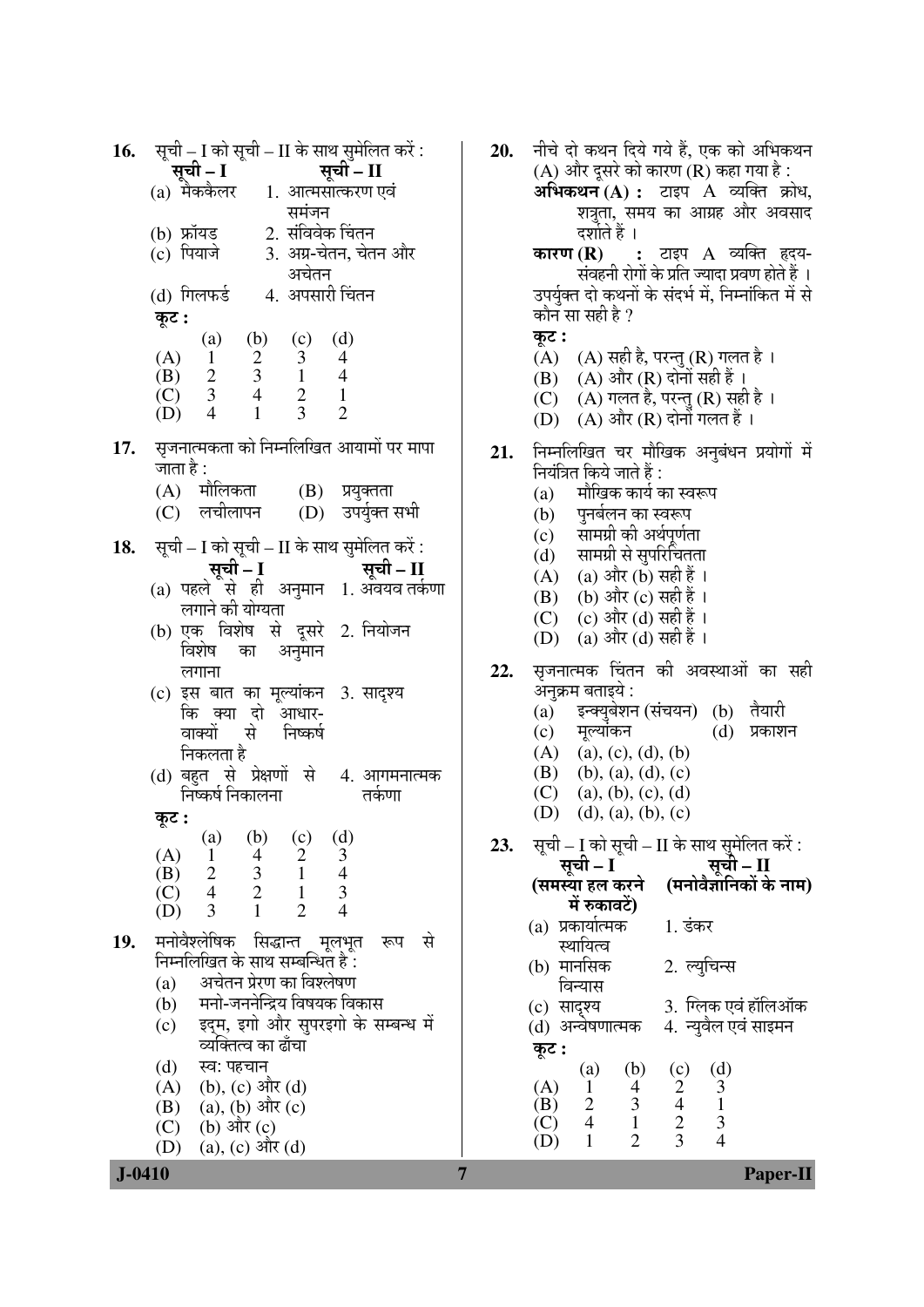**16.** सूची – I को सूची – II के साथ सुमेलित करें :

| सूची – I | सूची – II |
|---|---|
| (a) मैककेलर | 1. आत्मसात्करण एवं समंजन |
| (b) फ्रॉयड | 2. संविवेक चिंतन |
| (c) पियाजे | 3. अग्र-चेतन, चेतन और अचेतन |
| (d) गिलफर्ड | 4. अपसारी चिंतन |

**कूट :**

| | (a) | (b) | (c) | (d) |
|---|---|---|---|---|
| (A) | 1 | 2 | 3 | 4 |
| (B) | 2 | 3 | 1 | 4 |
| (C) | 3 | 4 | 2 | 1 |
| (D) | 4 | 1 | 3 | 2 |

**17.** सृजनात्मकता को निम्नलिखित आयामों पर मापा जाता है :

(A) मौलिकता
(B) प्रयुक्तता
(C) लचीलापन
(D) उपर्युक्त सभी

**18.** सूची – I को सूची – II के साथ सुमेलित करें :

| सूची – I | सूची – II |
|---|---|
| (a) पहले से ही अनुमान लगाने की योग्यता | 1. अवयव तर्कणा |
| (b) एक विशेष से दूसरे विशेष का अनुमान लगाना | 2. नियोजन |
| (c) इस बात का मूल्यांकन कि क्या दो आधार-वाक्यों से निष्कर्ष निकलता है | 3. सादृश्य |
| (d) बहुत से प्रेक्षणों से निष्कर्ष निकालना | 4. आगमनात्मक तर्कणा |

**कूट :**

| | (a) | (b) | (c) | (d) |
|---|---|---|---|---|
| (A) | 1 | 4 | 2 | 3 |
| (B) | 2 | 3 | 1 | 4 |
| (C) | 4 | 2 | 1 | 3 |
| (D) | 3 | 1 | 2 | 4 |

**19.** मनोवैश्लेषिक सिद्धान्त मूलभूत रूप से निम्नलिखित के साथ सम्बन्धित है :

(a) अचेतन प्रेरण का विश्लेषण
(b) मनो-जननेन्द्रिय विषयक विकास
(c) इद्म, इगो और सुपरइगो के सम्बन्ध में व्यक्तित्व का ढाँचा
(d) स्व: पहचान

(A) (b), (c) और (d)
(B) (a), (b) और (c)
(C) (b) और (c)
(D) (a), (c) और (d)

**20.** नीचे दो कथन दिये गये हैं, एक को अभिकथन (A) और दूसरे को कारण (R) कहा गया है :

**अभिकथन (A) :** टाइप A व्यक्ति क्रोध, शत्रुता, समय का आग्रह और अवसाद दर्शाते हैं ।

**कारण (R) :** टाइप A व्यक्ति हृदय-संवहनी रोगों के प्रति ज्यादा प्रवण होते हैं ।

उपर्युक्त दो कथनों के संदर्भ में, निम्नांकित में से कौन सा सही है ?

**कूट :**

(A) (A) सही है, परन्तु (R) गलत है ।
(B) (A) और (R) दोनों सही हैं ।
(C) (A) गलत है, परन्तु (R) सही है ।
(D) (A) और (R) दोनों गलत हैं ।

**21.** निम्नलिखित चर मौखिक अनुबंधन प्रयोगों में नियंत्रित किये जाते हैं :

(a) मौखिक कार्य का स्वरूप
(b) पुनर्बलन का स्वरूप
(c) सामग्री की अर्थपूर्णता
(d) सामग्री से सुपरिचितता

(A) (a) और (b) सही हैं ।
(B) (b) और (c) सही हैं ।
(C) (c) और (d) सही हैं ।
(D) (a) और (d) सही हैं ।

**22.** सृजनात्मक चिंतन की अवस्थाओं का सही अनुक्रम बताइये :

(a) इन्क्युबेशन (संचयन)
(b) तैयारी
(c) मूल्यांकन
(d) प्रकाशन

(A) (a), (c), (d), (b)
(B) (b), (a), (d), (c)
(C) (a), (b), (c), (d)
(D) (d), (a), (b), (c)

**23.** सूची – I को सूची – II के साथ सुमेलित करें :

| सूची – I (समस्या हल करने में रुकावटें) | सूची – II (मनोवैज्ञानिकों के नाम) |
|---|---|
| (a) प्रकार्यात्मक स्थायित्व | 1. डंकर |
| (b) मानसिक विन्यास | 2. ल्युचिन्स |
| (c) सादृश्य | 3. ग्लिक एवं हॉलिऑक |
| (d) अन्वेषणात्मक | 4. न्युवैल एवं साइमन |

**कूट :**

| | (a) | (b) | (c) | (d) |
|---|---|---|---|---|
| (A) | 1 | 4 | 2 | 3 |
| (B) | 2 | 3 | 4 | 1 |
| (C) | 4 | 1 | 2 | 3 |
| (D) | 1 | 2 | 3 | 4 |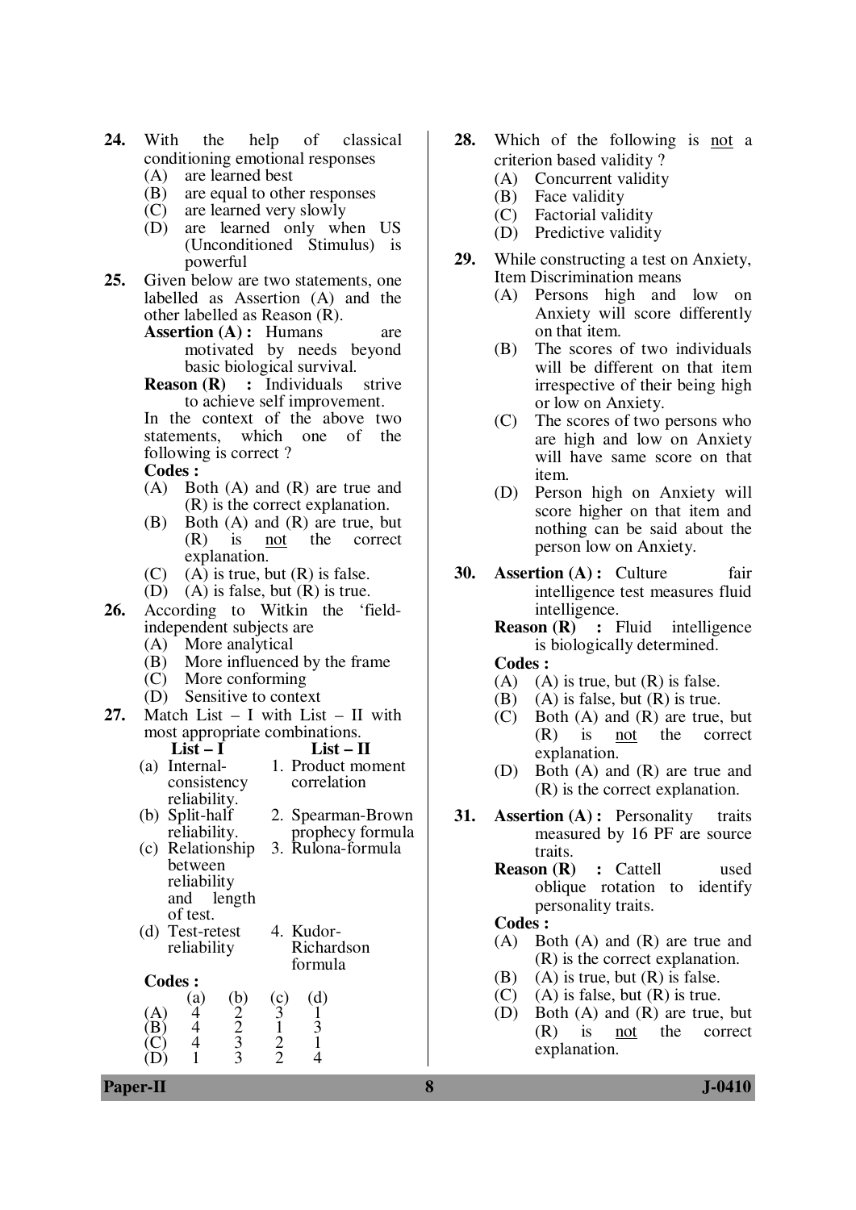**24.** With the help of classical conditioning emotional responses

(A) are learned best
(B) are equal to other responses
(C) are learned very slowly
(D) are learned only when US (Unconditioned Stimulus) is powerful

**25.** Given below are two statements, one labelled as Assertion (A) and the other labelled as Reason (R).

**Assertion (A) :** Humans are motivated by needs beyond basic biological survival.

**Reason (R) :** Individuals strive to achieve self improvement.

In the context of the above two statements, which one of the following is correct ?

**Codes :**

(A) Both (A) and (R) are true and (R) is the correct explanation.
(B) Both (A) and (R) are true, but (R) is not the correct explanation.
(C) (A) is true, but (R) is false.
(D) (A) is false, but (R) is true.

**26.** According to Witkin the 'field-independent subjects are

(A) More analytical
(B) More influenced by the frame
(C) More conforming
(D) Sensitive to context

**27.** Match List – I with List – II with most appropriate combinations.

| List – I | List – II |
|---|---|
| (a) Internal-consistency reliability. | 1. Product moment correlation |
| (b) Split-half reliability. | 2. Spearman-Brown prophecy formula |
| (c) Relationship between reliability and length of test. | 3. Rulona-formula |
| (d) Test-retest reliability | 4. Kudor-Richardson formula |

**Codes :**

| | (a) | (b) | (c) | (d) |
|---|---|---|---|---|
| (A) | 4 | 2 | 3 | 1 |
| (B) | 4 | 2 | 1 | 3 |
| (C) | 4 | 3 | 2 | 1 |
| (D) | 1 | 3 | 2 | 4 |

**28.** Which of the following is not a criterion based validity ?

(A) Concurrent validity
(B) Face validity
(C) Factorial validity
(D) Predictive validity

**29.** While constructing a test on Anxiety, Item Discrimination means

(A) Persons high and low on Anxiety will score differently on that item.
(B) The scores of two individuals will be different on that item irrespective of their being high or low on Anxiety.
(C) The scores of two persons who are high and low on Anxiety will have same score on that item.
(D) Person high on Anxiety will score higher on that item and nothing can be said about the person low on Anxiety.

**30.** **Assertion (A) :** Culture fair intelligence test measures fluid intelligence.

**Reason (R) :** Fluid intelligence is biologically determined.

**Codes :**

(A) (A) is true, but (R) is false.
(B) (A) is false, but (R) is true.
(C) Both (A) and (R) are true, but (R) is not the correct explanation.
(D) Both (A) and (R) are true and (R) is the correct explanation.

**31.** **Assertion (A) :** Personality traits measured by 16 PF are source traits.

**Reason (R) :** Cattell used oblique rotation to identify personality traits.

**Codes :**

(A) Both (A) and (R) are true and (R) is the correct explanation.
(B) (A) is true, but (R) is false.
(C) (A) is false, but (R) is true.
(D) Both (A) and (R) are true, but (R) is not the correct explanation.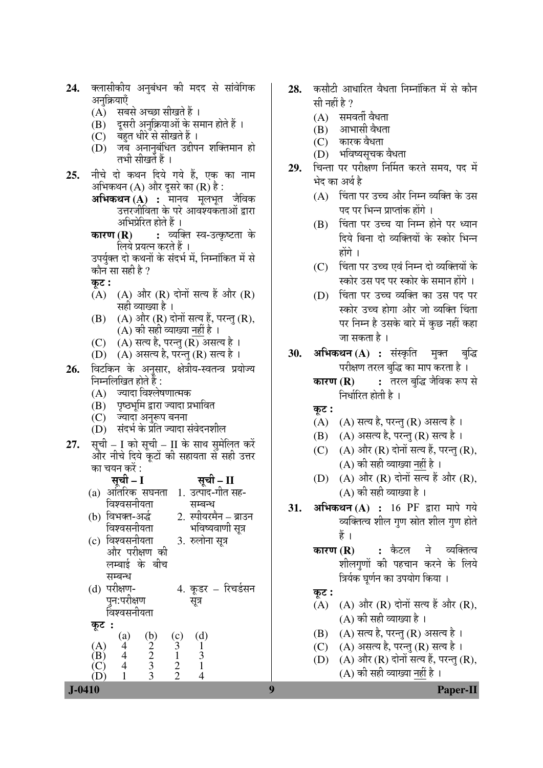24. क्लासीकीय अनुबंधन की मदद से सांवेगिक अनुक्रियाएँ
   (A) सबसे अच्छा सीखते हैं ।
   (B) दूसरी अनुक्रियाओं के समान होते हैं ।
   (C) बहुत धीरे से सीखते हैं ।
   (D) जब अनानुबंधित उद्दीपन शक्तिमान हो तभी सीखते हैं ।

25. नीचे दो कथन दिये गये हैं, एक का नाम अभिकथन (A) और दूसरे का (R) है :
   **अभिकथन (A) :** मानव मूलभूत जैविक उत्तरजीविता के परे आवश्यकताओं द्वारा अभिप्रेरित होते हैं ।
   **कारण (R) :** व्यक्ति स्व-उत्कृष्टता के लिये प्रयत्न करते हैं ।
   उपर्युक्त दो कथनों के संदर्भ में, निम्नांकित में से कौन सा सही है ?
   **कूट :**
   (A) (A) और (R) दोनों सत्य हैं और (R) सही व्याख्या है ।
   (B) (A) और (R) दोनों सत्य हैं, परन्तु (R), (A) की सही व्याख्या नहीं है ।
   (C) (A) सत्य है, परन्तु (R) असत्य है ।
   (D) (A) असत्य है, परन्तु (R) सत्य है ।

26. विटकिन के अनुसार, क्षेत्रीय-स्वतन्त्र प्रयोज्य निम्नलिखित होते हैं :
   (A) ज्यादा विश्लेषणात्मक
   (B) पृष्ठभूमि द्वारा ज्यादा प्रभावित
   (C) ज्यादा अनुरूप बनना
   (D) संदर्भ के प्रति ज्यादा संवेदनशील

27. सूची – I को सूची – II के साथ सुमेलित करें और नीचे दिये कूटों की सहायता से सही उत्तर का चयन करें :

| सूची – I | सूची – II |
|---|---|
| (a) आंतरिक सघनता विश्वसनीयता | 1. उत्पाद-गीत सह-सम्बन्ध |
| (b) विभक्त-अर्द्ध विश्वसनीयता | 2. स्पीयरमैन – ब्राउन भविष्यवाणी सूत्र |
| (c) विश्वसनीयता और परीक्षण की लम्बाई के बीच सम्बन्ध | 3. रुलोना सूत्र |
| (d) परीक्षण-पुन:परीक्षण विश्वसनीयता | 4. कूडर – रिचर्डसन सूत्र |

   **कूट :**

| | (a) | (b) | (c) | (d) |
|---|---|---|---|---|
| (A) | 4 | 2 | 3 | 1 |
| (B) | 4 | 2 | 1 | 3 |
| (C) | 4 | 3 | 2 | 1 |
| (D) | 1 | 3 | 2 | 4 |

28. कसौटी आधारित वैधता निम्नांकित में से कौन सी नहीं है ?
   (A) समवर्ती वैधता
   (B) आभासी वैधता
   (C) कारक वैधता
   (D) भविष्यसूचक वैधता

29. चिन्ता पर परीक्षण निर्मित करते समय, पद में भेद का अर्थ है
   (A) चिंता पर उच्च और निम्न व्यक्ति के उस पद पर भिन्न प्राप्तांक होंगे ।
   (B) चिंता पर उच्च या निम्न होने पर ध्यान दिये बिना दो व्यक्तियों के स्कोर भिन्न होंगे ।
   (C) चिंता पर उच्च एवं निम्न दो व्यक्तियों के स्कोर उस पद पर स्कोर के समान होंगे ।
   (D) चिंता पर उच्च व्यक्ति का उस पद पर स्कोर उच्च होगा और जो व्यक्ति चिंता पर निम्न है उसके बारे में कुछ नहीं कहा जा सकता है ।

30. **अभिकथन (A) :** संस्कृति मुक्त बुद्धि परीक्षण तरल बुद्धि का माप करता है ।
   **कारण (R) :** तरल बुद्धि जैविक रूप से निर्धारित होती है ।
   **कूट :**
   (A) (A) सत्य है, परन्तु (R) असत्य है ।
   (B) (A) असत्य है, परन्तु (R) सत्य है ।
   (C) (A) और (R) दोनों सत्य हैं, परन्तु (R), (A) की सही व्याख्या नहीं है ।
   (D) (A) और (R) दोनों सत्य हैं और (R), (A) की सही व्याख्या है ।

31. **अभिकथन (A) :** 16 PF द्वारा मापे गये व्यक्तित्व शील गुण स्रोत शील गुण होते हैं ।
   **कारण (R) :** कैटल ने व्यक्तित्व शीलगुणों की पहचान करने के लिये त्रियंक घूर्णन का उपयोग किया ।
   **कूट :**
   (A) (A) और (R) दोनों सत्य हैं और (R), (A) की सही व्याख्या है ।
   (B) (A) सत्य है, परन्तु (R) असत्य है ।
   (C) (A) असत्य है, परन्तु (R) सत्य है ।
   (D) (A) और (R) दोनों सत्य हैं, परन्तु (R), (A) की सही व्याख्या नहीं है ।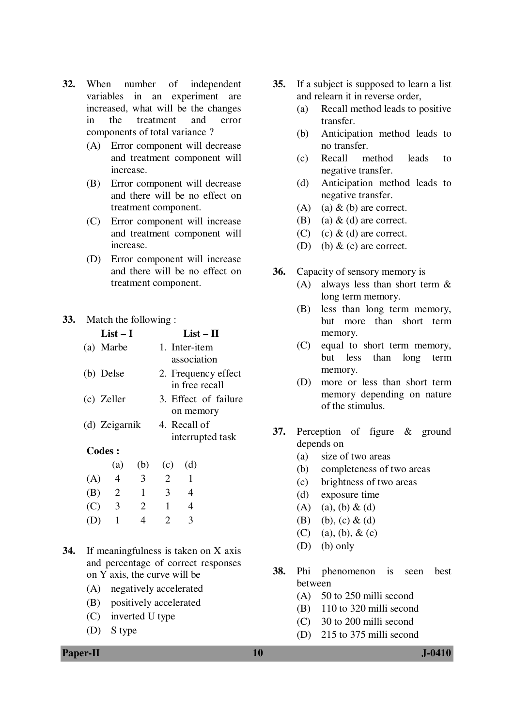**32.** When number of independent variables in an experiment are increased, what will be the changes in the treatment and error components of total variance ?

(A) Error component will decrease and treatment component will increase.

(B) Error component will decrease and there will be no effect on treatment component.

(C) Error component will increase and treatment component will increase.

(D) Error component will increase and there will be no effect on treatment component.

**33.** Match the following :

| List – I | List – II |
|---|---|
| (a) Marbe | 1. Inter-item association |
| (b) Delse | 2. Frequency effect in free recall |
| (c) Zeller | 3. Effect of failure on memory |
| (d) Zeigarnik | 4. Recall of interrupted task |

**Codes :**

| | (a) | (b) | (c) | (d) |
|---|---|---|---|---|
| (A) | 4 | 3 | 2 | 1 |
| (B) | 2 | 1 | 3 | 4 |
| (C) | 3 | 2 | 1 | 4 |
| (D) | 1 | 4 | 2 | 3 |

**34.** If meaningfulness is taken on X axis and percentage of correct responses on Y axis, the curve will be

(A) negatively accelerated

(B) positively accelerated

(C) inverted U type

(D) S type

**35.** If a subject is supposed to learn a list and relearn it in reverse order,

(a) Recall method leads to positive transfer.

(b) Anticipation method leads to no transfer.

(c) Recall method leads to negative transfer.

(d) Anticipation method leads to negative transfer.

(A) (a) & (b) are correct.

(B) (a) & (d) are correct.

(C) (c) & (d) are correct.

(D) (b) & (c) are correct.

**36.** Capacity of sensory memory is

(A) always less than short term & long term memory.

(B) less than long term memory, but more than short term memory.

(C) equal to short term memory, but less than long term memory.

(D) more or less than short term memory depending on nature of the stimulus.

**37.** Perception of figure & ground depends on

(a) size of two areas

(b) completeness of two areas

(c) brightness of two areas

(d) exposure time

(A) (a), (b) & (d)

(B) (b), (c) & (d)

(C) (a), (b), & (c)

(D) (b) only

**38.** Phi phenomenon is seen best between

(A) 50 to 250 milli second

(B) 110 to 320 milli second

(C) 30 to 200 milli second

(D) 215 to 375 milli second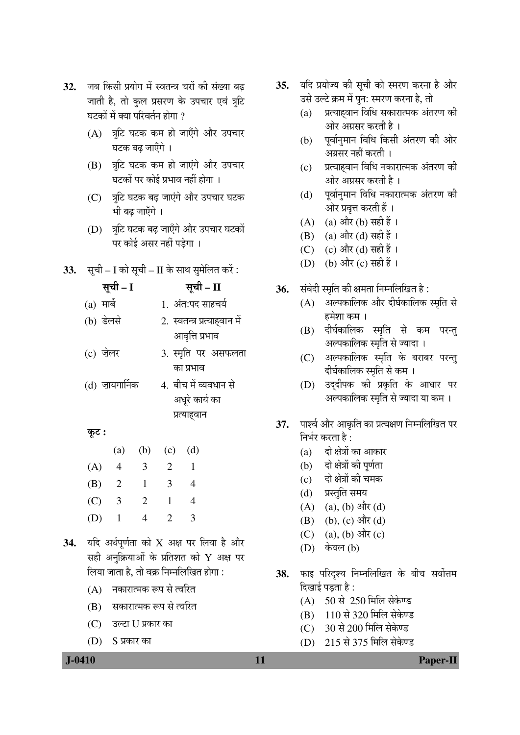32. जब किसी प्रयोग में स्वतन्त्र चरों की संख्या बढ़ जाती है, तो कुल प्रसरण के उपचार एवं त्रुटि घटकों में क्या परिवर्तन होगा ?

(A) त्रुटि घटक कम हो जाएँगे और उपचार घटक बढ़ जाएँगे ।

(B) त्रुटि घटक कम हो जाएंगे और उपचार घटकों पर कोई प्रभाव नहीं होगा ।

(C) त्रुटि घटक बढ़ जाएंगे और उपचार घटक भी बढ़ जाएँगे ।

(D) त्रुटि घटक बढ़ जाएँगे और उपचार घटकों पर कोई असर नहीं पड़ेगा ।

33. सूची – I को सूची – II के साथ सुमेलित करें :

| सूची – I | सूची – II |
|---|---|
| (a) मार्बे | 1. अंत:पद साहचर्य |
| (b) डेलसे | 2. स्वतन्त्र प्रत्याह्वान में आवृत्ति प्रभाव |
| (c) ज़ेलर | 3. स्मृति पर असफलता का प्रभाव |
| (d) ज़ायगार्निक | 4. बीच में व्यवधान से अधूरे कार्य का प्रत्याह्वान |

**कूट :**

| | (a) | (b) | (c) | (d) |
|---|---|---|---|---|
| (A) | 4 | 3 | 2 | 1 |
| (B) | 2 | 1 | 3 | 4 |
| (C) | 3 | 2 | 1 | 4 |
| (D) | 1 | 4 | 2 | 3 |

34. यदि अर्थपूर्णता को X अक्ष पर लिया है और सही अनुक्रियाओं के प्रतिशत को Y अक्ष पर लिया जाता है, तो वक्र निम्नलिखित होगा :

(A) नकारात्मक रूप से त्वरित

(B) सकारात्मक रूप से त्वरित

(C) उल्टा U प्रकार का

(D) S प्रकार का

35. यदि प्रयोज्य की सूची को स्मरण करना है और उसे उल्टे क्रम में पुन: स्मरण करना है, तो

(a) प्रत्याह्वान विधि सकारात्मक अंतरण की ओर अग्रसर करती है ।

(b) पूर्वानुमान विधि किसी अंतरण की ओर अग्रसर नहीं करती ।

(c) प्रत्याह्वान विधि नकारात्मक अंतरण की ओर अग्रसर करती है ।

(d) पूर्वानुमान विधि नकारात्मक अंतरण की ओर प्रवृत्त करती हैं ।

(A) (a) और (b) सही हैं ।

(B) (a) और (d) सही हैं ।

(C) (c) और (d) सही हैं ।

(D) (b) और (c) सही हैं ।

36. संवेदी स्मृति की क्षमता निम्नलिखित है :

(A) अल्पकालिक और दीर्घकालिक स्मृति से हमेशा कम ।

(B) दीर्घकालिक स्मृति से कम परन्तु अल्पकालिक स्मृति से ज्यादा ।

(C) अल्पकालिक स्मृति के बराबर परन्तु दीर्घकालिक स्मृति से कम ।

(D) उद्दीपक की प्रकृति के आधार पर अल्पकालिक स्मृति से ज्यादा या कम ।

37. पार्श्व और आकृति का प्रत्यक्षण निम्नलिखित पर निर्भर करता है :

(a) दो क्षेत्रों का आकार

(b) दो क्षेत्रों की पूर्णता

(c) दो क्षेत्रों की चमक

(d) प्रस्तुति समय

(A) (a), (b) और (d)

(B) (b), (c) और (d)

(C) (a), (b) और (c)

(D) केवल (b)

38. फाइ परिदृश्य निम्नलिखित के बीच सर्वोत्तम दिखाई पड़ता है :

(A) 50 से 250 मिलि सेकेण्ड

(B) 110 से 320 मिलि सेकेण्ड

(C) 30 से 200 मिलि सेकेण्ड

(D) 215 से 375 मिलि सेकेण्ड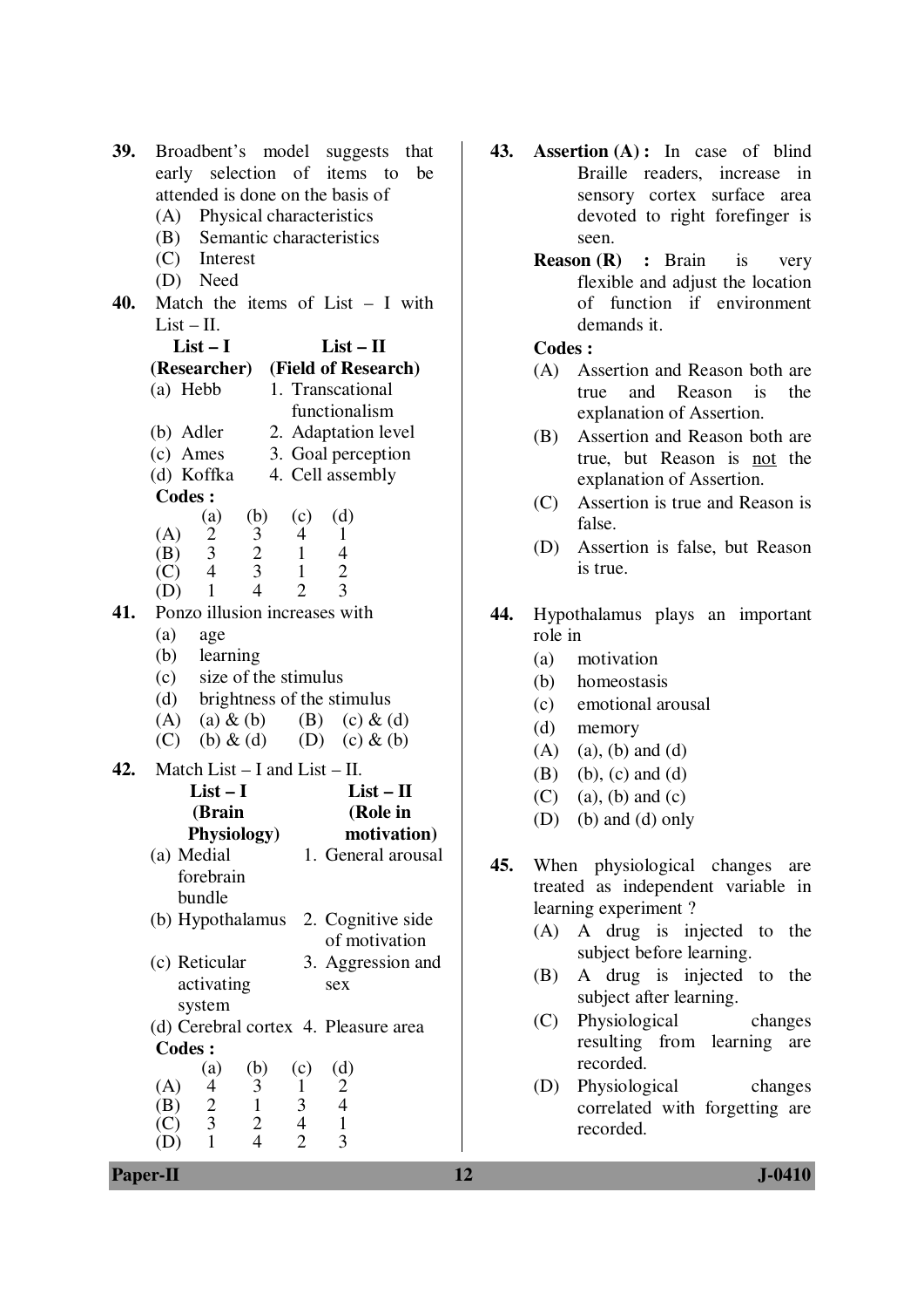**39.** Broadbent's model suggests that early selection of items to be attended is done on the basis of

(A) Physical characteristics
(B) Semantic characteristics
(C) Interest
(D) Need

**40.** Match the items of List – I with List – II.

| **List – I (Researcher)** | **List – II (Field of Research)** |
|---|---|
| (a) Hebb | 1. Transcational functionalism |
| (b) Adler | 2. Adaptation level |
| (c) Ames | 3. Goal perception |
| (d) Koffka | 4. Cell assembly |

**Codes :**

| | (a) | (b) | (c) | (d) |
|---|---|---|---|---|
| (A) | 2 | 3 | 4 | 1 |
| (B) | 3 | 2 | 1 | 4 |
| (C) | 4 | 3 | 1 | 2 |
| (D) | 1 | 4 | 2 | 3 |

**41.** Ponzo illusion increases with

(a) age
(b) learning
(c) size of the stimulus
(d) brightness of the stimulus

(A) (a) & (b) (B) (c) & (d)
(C) (b) & (d) (D) (c) & (b)

**42.** Match List – I and List – II.

| **List – I (Brain Physiology)** | **List – II (Role in motivation)** |
|---|---|
| (a) Medial forebrain bundle | 1. General arousal |
| (b) Hypothalamus | 2. Cognitive side of motivation |
| (c) Reticular activating system | 3. Aggression and sex |
| (d) Cerebral cortex | 4. Pleasure area |

**Codes :**

| | (a) | (b) | (c) | (d) |
|---|---|---|---|---|
| (A) | 4 | 3 | 1 | 2 |
| (B) | 2 | 1 | 3 | 4 |
| (C) | 3 | 2 | 4 | 1 |
| (D) | 1 | 4 | 2 | 3 |

**43.** **Assertion (A) :** In case of blind Braille readers, increase in sensory cortex surface area devoted to right forefinger is seen.

**Reason (R) :** Brain is very flexible and adjust the location of function if environment demands it.

**Codes :**

(A) Assertion and Reason both are true and Reason is the explanation of Assertion.
(B) Assertion and Reason both are true, but Reason is not the explanation of Assertion.
(C) Assertion is true and Reason is false.
(D) Assertion is false, but Reason is true.

**44.** Hypothalamus plays an important role in

(a) motivation
(b) homeostasis
(c) emotional arousal
(d) memory

(A) (a), (b) and (d)
(B) (b), (c) and (d)
(C) (a), (b) and (c)
(D) (b) and (d) only

**45.** When physiological changes are treated as independent variable in learning experiment ?

(A) A drug is injected to the subject before learning.
(B) A drug is injected to the subject after learning.
(C) Physiological changes resulting from learning are recorded.
(D) Physiological changes correlated with forgetting are recorded.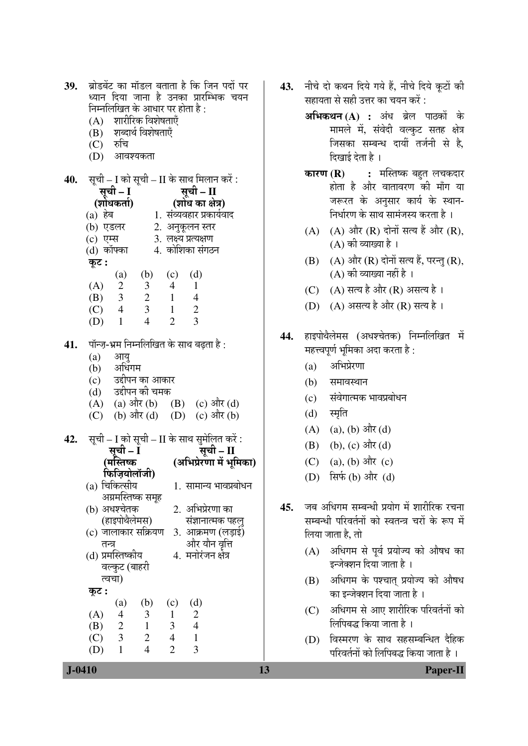39. ब्रोडबेंट का मॉडल बताता है कि जिन पदों पर ध्यान दिया जाना है उनका प्रारम्भिक चयन निम्नलिखित के आधार पर होता है :
   (A) शारीरिक विशेषताएँ
   (B) शब्दार्थ विशेषताएँ
   (C) रुचि
   (D) आवश्यकता

40. सूची – I को सूची – II के साथ मिलान करें :

| सूची – I (शोधकर्ता) | सूची – II (शोध का क्षेत्र) |
|---|---|
| (a) हेब | 1. संव्यवहार प्रकार्यवाद |
| (b) एडलर | 2. अनुकूलन स्तर |
| (c) एम्स | 3. लक्ष्य प्रत्यक्षण |
| (d) कॉफ्का | 4. कोशिका संगठन |

कूट :

| | (a) | (b) | (c) | (d) |
|---|---|---|---|---|
| (A) | 2 | 3 | 4 | 1 |
| (B) | 3 | 2 | 1 | 4 |
| (C) | 4 | 3 | 1 | 2 |
| (D) | 1 | 4 | 2 | 3 |

41. पॉन्ज़-भ्रम निम्नलिखित के साथ बढ़ता है :
   (a) आयु
   (b) अधिगम
   (c) उद्दीपन का आकार
   (d) उद्दीपन की चमक
   (A) (a) और (b) (B) (c) और (d)
   (C) (b) और (d) (D) (c) और (b)

42. सूची – I को सूची – II के साथ सुमेलित करें :

| सूची – I (मस्तिष्क फिज़ियोलॉजी) | सूची – II (अभिप्रेरणा में भूमिका) |
|---|---|
| (a) चिकित्सीय अग्रमस्तिष्क समूह | 1. सामान्य भावप्रबोधन |
| (b) अधश्चेतक (हाइपोथैलेमस) | 2. अभिप्रेरणा का संज्ञानात्मक पहलु |
| (c) जालाकार सक्रियण तन्त्र | 3. आक्रमण (लड़ाई) और यौन वृत्ति |
| (d) प्रमस्तिष्कीय वल्कुट (बाहरी त्वचा) | 4. मनोरंजन क्षेत्र |

कूट :

| | (a) | (b) | (c) | (d) |
|---|---|---|---|---|
| (A) | 4 | 3 | 1 | 2 |
| (B) | 2 | 1 | 3 | 4 |
| (C) | 3 | 2 | 4 | 1 |
| (D) | 1 | 4 | 2 | 3 |

43. नीचे दो कथन दिये गये हैं, नीचे दिये कूटों की सहायता से सही उत्तर का चयन करें :

   **अभिकथन (A) :** अंध ब्रेल पाठकों के मामले में, संवेदी वल्कुट सतह क्षेत्र जिसका सम्बन्ध दायीं तर्जनी से है, दिखाई देता है ।

   **कारण (R) :** मस्तिष्क बहुत लचकदार होता है और वातावरण की माँग या जरूरत के अनुसार कार्य के स्थान-निर्धारण के साथ सामंजस्य करता है ।

   (A) (A) और (R) दोनों सत्य हैं और (R), (A) की व्याख्या है ।
   (B) (A) और (R) दोनों सत्य हैं, परन्तु (R), (A) की व्याख्या नहीं है ।
   (C) (A) सत्य है और (R) असत्य है ।
   (D) (A) असत्य है और (R) सत्य है ।

44. हाइपोथैलेमस (अधश्चेतक) निम्नलिखित में महत्त्वपूर्ण भूमिका अदा करता है :
   (a) अभिप्रेरणा
   (b) समावस्थान
   (c) संवेगात्मक भावप्रबोधन
   (d) स्मृति
   (A) (a), (b) और (d)
   (B) (b), (c) और (d)
   (C) (a), (b) और (c)
   (D) सिर्फ (b) और (d)

45. जब अधिगम सम्बन्धी प्रयोग में शारीरिक रचना सम्बन्धी परिवर्तनों को स्वतन्त्र चरों के रूप में लिया जाता है, तो
   (A) अधिगम से पूर्व प्रयोज्य को औषध का इन्जेक्शन दिया जाता है ।
   (B) अधिगम के पश्चात् प्रयोज्य को औषध का इन्जेक्शन दिया जाता है ।
   (C) अधिगम से आए शारीरिक परिवर्तनों को लिपिबद्ध किया जाता है ।
   (D) विस्मरण के साथ सहसम्बन्धित दैहिक परिवर्तनों को लिपिबद्ध किया जाता है ।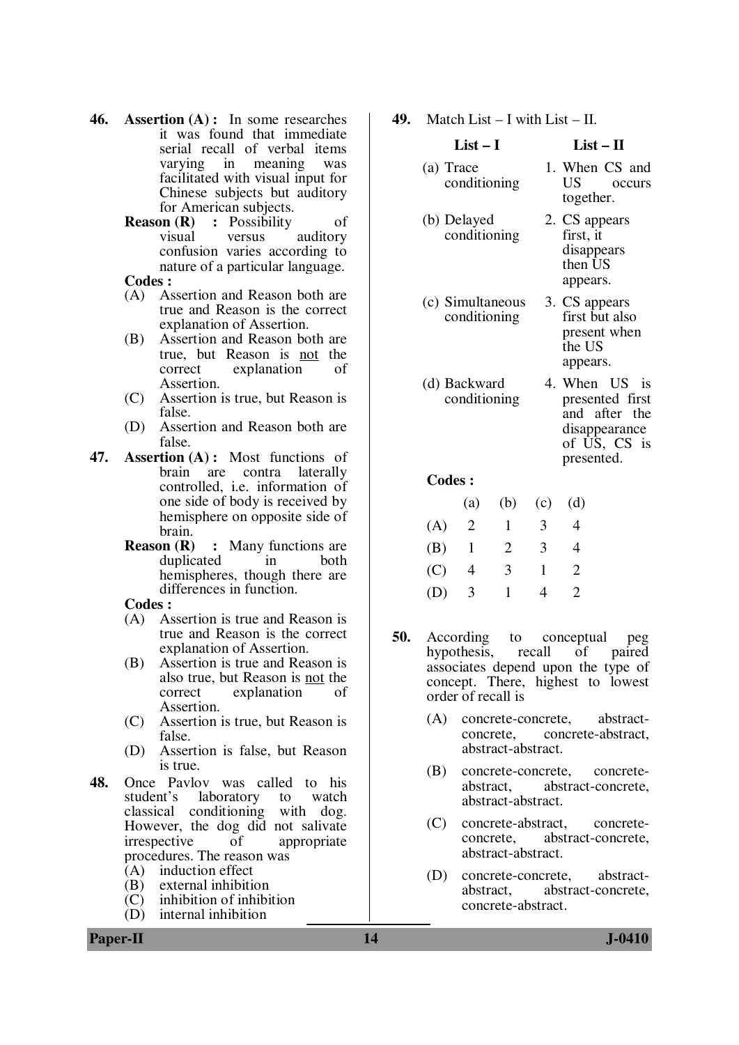46. **Assertion (A) :** In some researches it was found that immediate serial recall of verbal items varying in meaning was facilitated with visual input for Chinese subjects but auditory for American subjects.

    **Reason (R) :** Possibility of visual versus auditory confusion varies according to nature of a particular language.

    **Codes :**

    (A) Assertion and Reason both are true and Reason is the correct explanation of Assertion.

    (B) Assertion and Reason both are true, but Reason is not the correct explanation of Assertion.

    (C) Assertion is true, but Reason is false.

    (D) Assertion and Reason both are false.

47. **Assertion (A) :** Most functions of brain are contra laterally controlled, i.e. information of one side of body is received by hemisphere on opposite side of brain.

    **Reason (R) :** Many functions are duplicated in both hemispheres, though there are differences in function.

    **Codes :**

    (A) Assertion is true and Reason is true and Reason is the correct explanation of Assertion.

    (B) Assertion is true and Reason is also true, but Reason is not the correct explanation of Assertion.

    (C) Assertion is true, but Reason is false.

    (D) Assertion is false, but Reason is true.

48. Once Pavlov was called to his student's laboratory to watch classical conditioning with dog. However, the dog did not salivate irrespective of appropriate procedures. The reason was

    (A) induction effect

    (B) external inhibition

    (C) inhibition of inhibition

    (D) internal inhibition

49. Match List – I with List – II.

| List – I | List – II |
|---|---|
| (a) Trace conditioning | 1. When CS and US occurs together. |
| (b) Delayed conditioning | 2. CS appears first, it disappears then US appears. |
| (c) Simultaneous conditioning | 3. CS appears first but also present when the US appears. |
| (d) Backward conditioning | 4. When US is presented first and after the disappearance of US, CS is presented. |

**Codes :**

| | (a) | (b) | (c) | (d) |
|---|---|---|---|---|
| (A) | 2 | 1 | 3 | 4 |
| (B) | 1 | 2 | 3 | 4 |
| (C) | 4 | 3 | 1 | 2 |
| (D) | 3 | 1 | 4 | 2 |

50. According to conceptual peg hypothesis, recall of paired associates depend upon the type of concept. There, highest to lowest order of recall is

    (A) concrete-concrete, abstract-concrete, concrete-abstract, abstract-abstract.

    (B) concrete-concrete, concrete-abstract, abstract-concrete, abstract-abstract.

    (C) concrete-abstract, concrete-concrete, abstract-concrete, abstract-abstract.

    (D) concrete-concrete, abstract-abstract, abstract-concrete, concrete-abstract.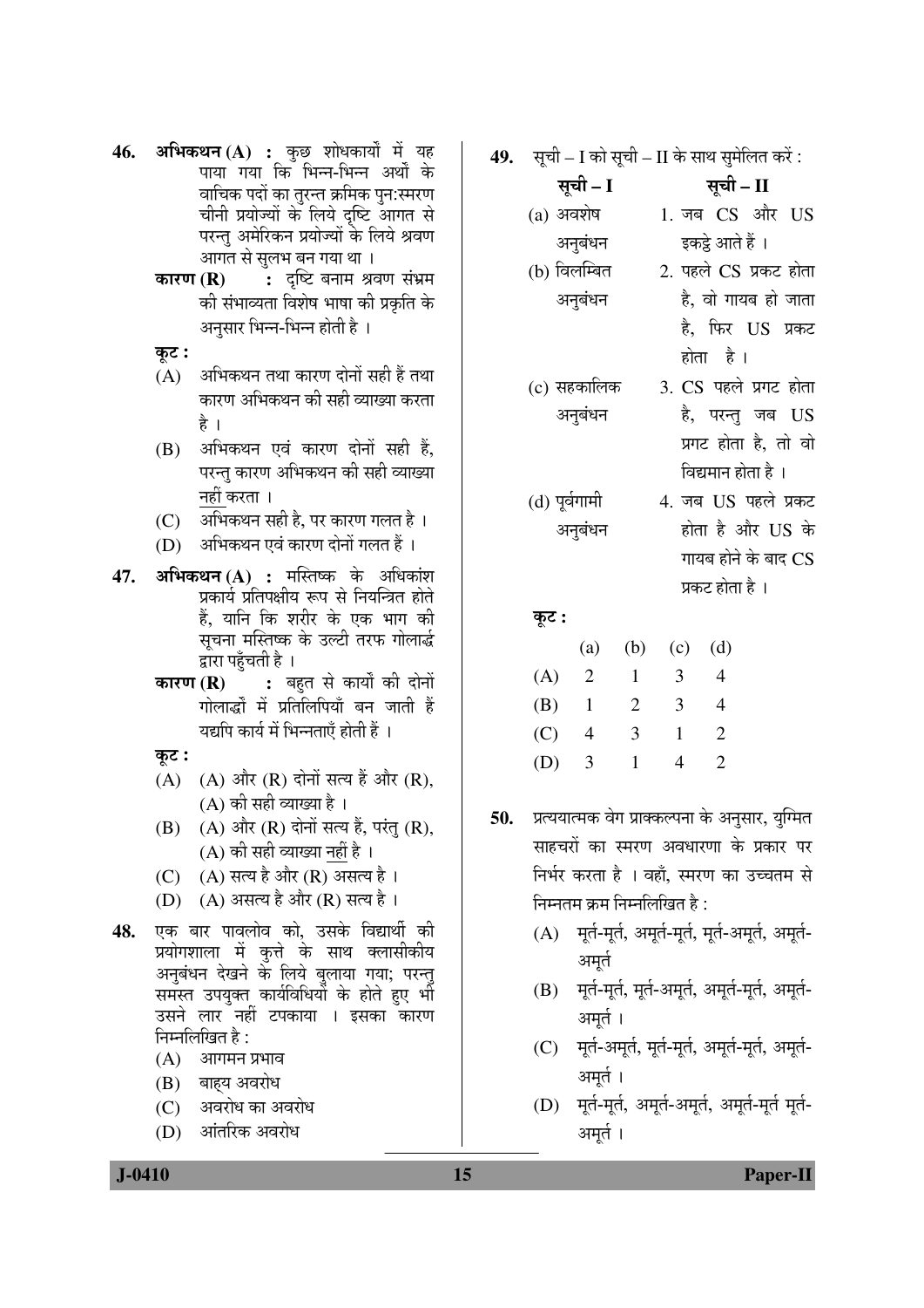**46.** **अभिकथन (A) :** कुछ शोधकार्यों में यह पाया गया कि भिन्न-भिन्न अर्थों के वाचिक पदों का तुरन्त क्रमिक पुन:स्मरण चीनी प्रयोज्यों के लिये दृष्टि आगत से परन्तु अमेरिकन प्रयोज्यों के लिये श्रवण आगत से सुलभ बन गया था ।

**कारण (R) :** दृष्टि बनाम श्रवण संभ्रम की संभाव्यता विशेष भाषा की प्रकृति के अनुसार भिन्न-भिन्न होती है ।

**कूट :**

(A) अभिकथन तथा कारण दोनों सही हैं तथा कारण अभिकथन की सही व्याख्या करता है ।

(B) अभिकथन एवं कारण दोनों सही हैं, परन्तु कारण अभिकथन की सही व्याख्या नहीं करता ।

(C) अभिकथन सही है, पर कारण गलत है ।

(D) अभिकथन एवं कारण दोनों गलत हैं ।

**47.** **अभिकथन (A) :** मस्तिष्क के अधिकांश प्रकार्य प्रतिपक्षीय रूप से नियन्त्रित होते हैं, यानि कि शरीर के एक भाग की सूचना मस्तिष्क के उल्टी तरफ गोलार्द्ध द्वारा पहुँचती है ।

**कारण (R) :** बहुत से कार्यों की दोनों गोलार्द्धों में प्रतिलिपियाँ बन जाती हैं यद्यपि कार्य में भिन्नताएँ होती हैं ।

**कूट :**

(A) (A) और (R) दोनों सत्य हैं और (R), (A) की सही व्याख्या है ।

(B) (A) और (R) दोनों सत्य हैं, परंतु (R), (A) की सही व्याख्या नहीं है ।

(C) (A) सत्य है और (R) असत्य है ।

(D) (A) असत्य है और (R) सत्य है ।

**48.** एक बार पावलोव को, उसके विद्यार्थी की प्रयोगशाला में कुत्ते के साथ क्लासीकीय अनुबंधन देखने के लिये बुलाया गया; परन्तु समस्त उपयुक्त कार्यविधियों के होते हुए भी उसने लार नहीं टपकाया । इसका कारण निम्नलिखित है :

(A) आगमन प्रभाव

(B) बाह्य अवरोध

(C) अवरोध का अवरोध

(D) आंतरिक अवरोध

**49.** सूची – I को सूची – II के साथ सुमेलित करें :

| सूची – I | सूची – II |
|---|---|
| (a) अवशेष अनुबंधन | 1. जब CS और US इकट्ठे आते हैं । |
| (b) विलम्बित अनुबंधन | 2. पहले CS प्रकट होता है, वो गायब हो जाता है, फिर US प्रकट होता है । |
| (c) सहकालिक अनुबंधन | 3. CS पहले प्रगट होता है, परन्तु जब US प्रगट होता है, तो वो विद्यमान होता है । |
| (d) पूर्वगामी अनुबंधन | 4. जब US पहले प्रकट होता है और US के गायब होने के बाद CS प्रकट होता है । |

**कूट :**

| | (a) | (b) | (c) | (d) |
|---|---|---|---|---|
| (A) | 2 | 1 | 3 | 4 |
| (B) | 1 | 2 | 3 | 4 |
| (C) | 4 | 3 | 1 | 2 |
| (D) | 3 | 1 | 4 | 2 |

**50.** प्रत्ययात्मक वेग प्राक्कल्पना के अनुसार, युग्मित साहचरों का स्मरण अवधारणा के प्रकार पर निर्भर करता है । वहाँ, स्मरण का उच्चतम से निम्नतम क्रम निम्नलिखित है :

(A) मूर्त-मूर्त, अमूर्त-मूर्त, मूर्त-अमूर्त, अमूर्त-अमूर्त

(B) मूर्त-मूर्त, मूर्त-अमूर्त, अमूर्त-मूर्त, अमूर्त-अमूर्त ।

(C) मूर्त-अमूर्त, मूर्त-मूर्त, अमूर्त-मूर्त, अमूर्त-अमूर्त ।

(D) मूर्त-मूर्त, अमूर्त-अमूर्त, अमूर्त-मूर्त मूर्त-अमूर्त ।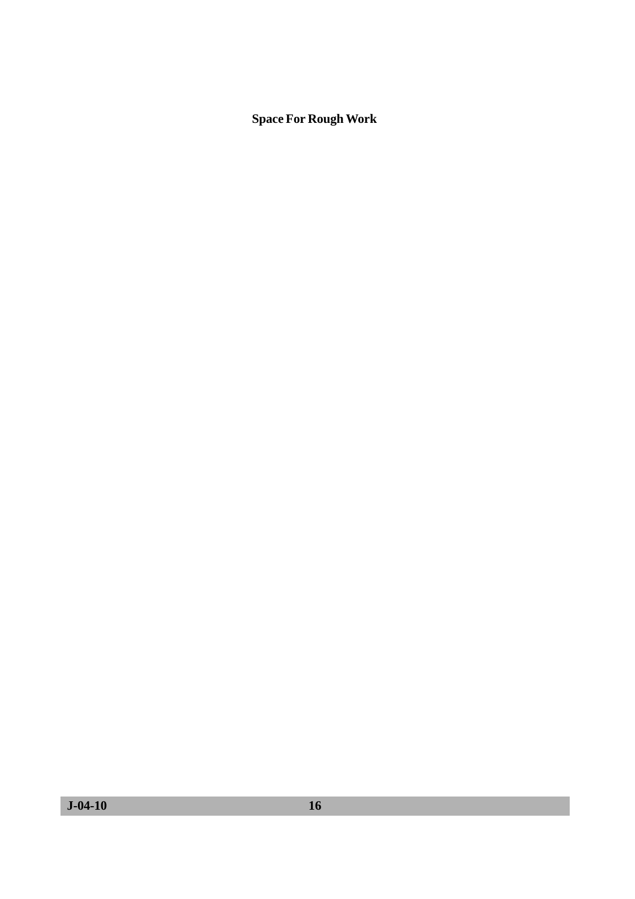**Space For Rough Work**